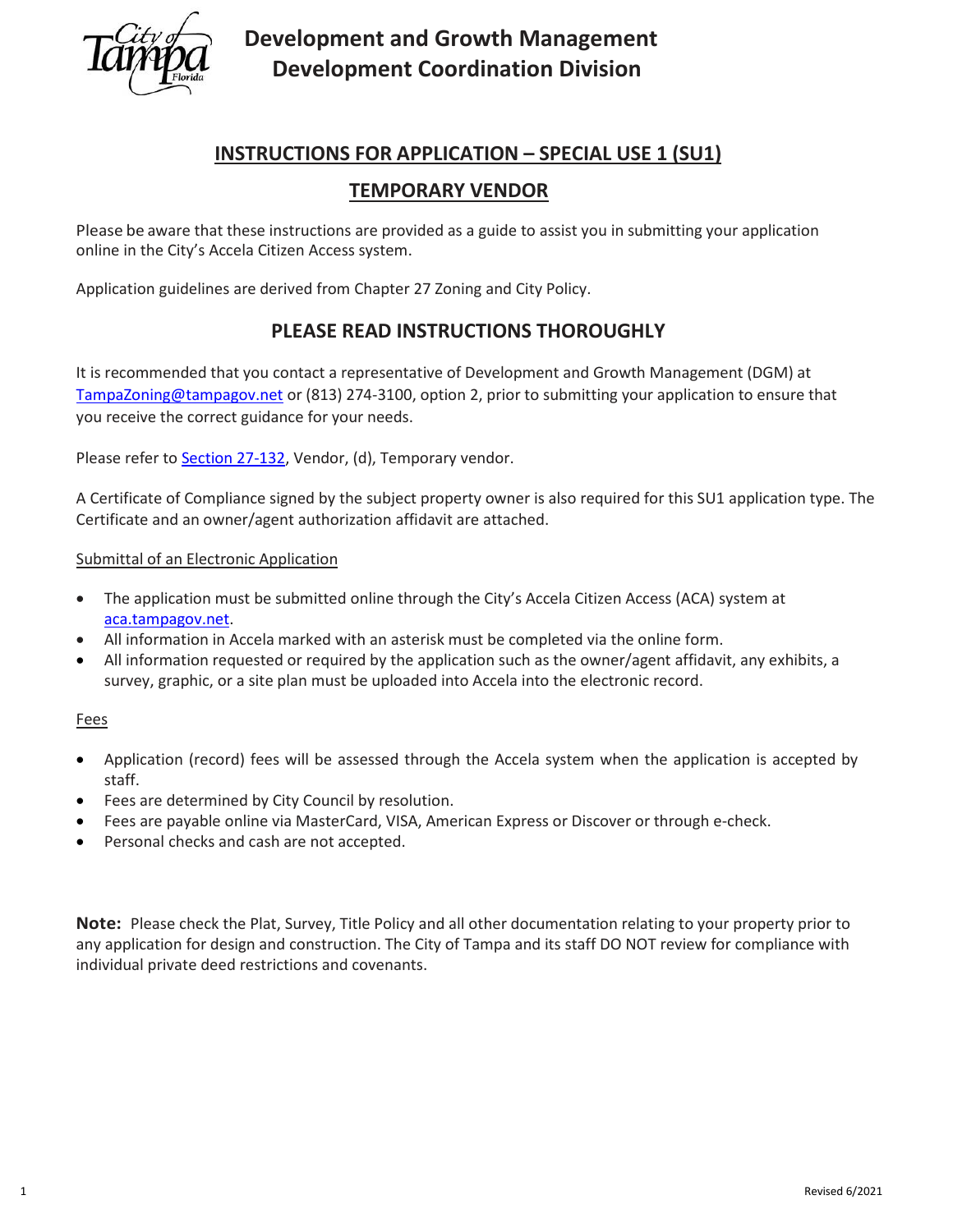# Development and Growth Management Development Coordination Division

## INSTRUCTIONS FOR APPLICATION – SPECIAL USE 1 (SU1)

## TEMPORARY VENDOR

Please be aware that these instructions are provided as a guide to assist you in submitting your application online in the City's Accela Citizen Access system.

Application guidelines are derived from Chapter 27 Zoning and City Policy.

## PLEASE READ INSTRUCTIONS THOROUGHLY

It is recommended that you contact a representative of Development and Growth Management (DGM) at TampaZoning@tampagov.net or (813) 274-3100, option 2, prior to submitting your application to ensure that you receive the correct guidance for your needs.

Please refer to Section 27-132, Vendor, (d), Temporary vendor.

A Certificate of Compliance signed by the subject property owner is also required for this SU1 application type. The Certificate and an owner/agent authorization affidavit are attached.

Submittal of an Electronic Application

- The application must be submitted online through the City's Accela Citizen Access (ACA) system at aca.tampagov.net.
- All information in Accela marked with an asterisk must be completed via the online form.
- All information requested or required by the application such as the owner/agent affidavit, any exhibits, a survey, graphic, or a site plan must be uploaded into Accela into the electronic record.

Fees

- Application (record) fees will be assessed through the Accela system when the application is accepted by staff.
- Fees are determined by City Council by resolution.
- Fees are payable online via MasterCard, VISA, American Express or Discover or through e-check.
- Personal checks and cash are not accepted.

**Note:** Please check the Plat, Survey, Title Policy and all other documentation relating to your property prior to any application for design and construction. The City of Tampa and its staff DO NOT review for compliance with individual private deed restrictions and covenants.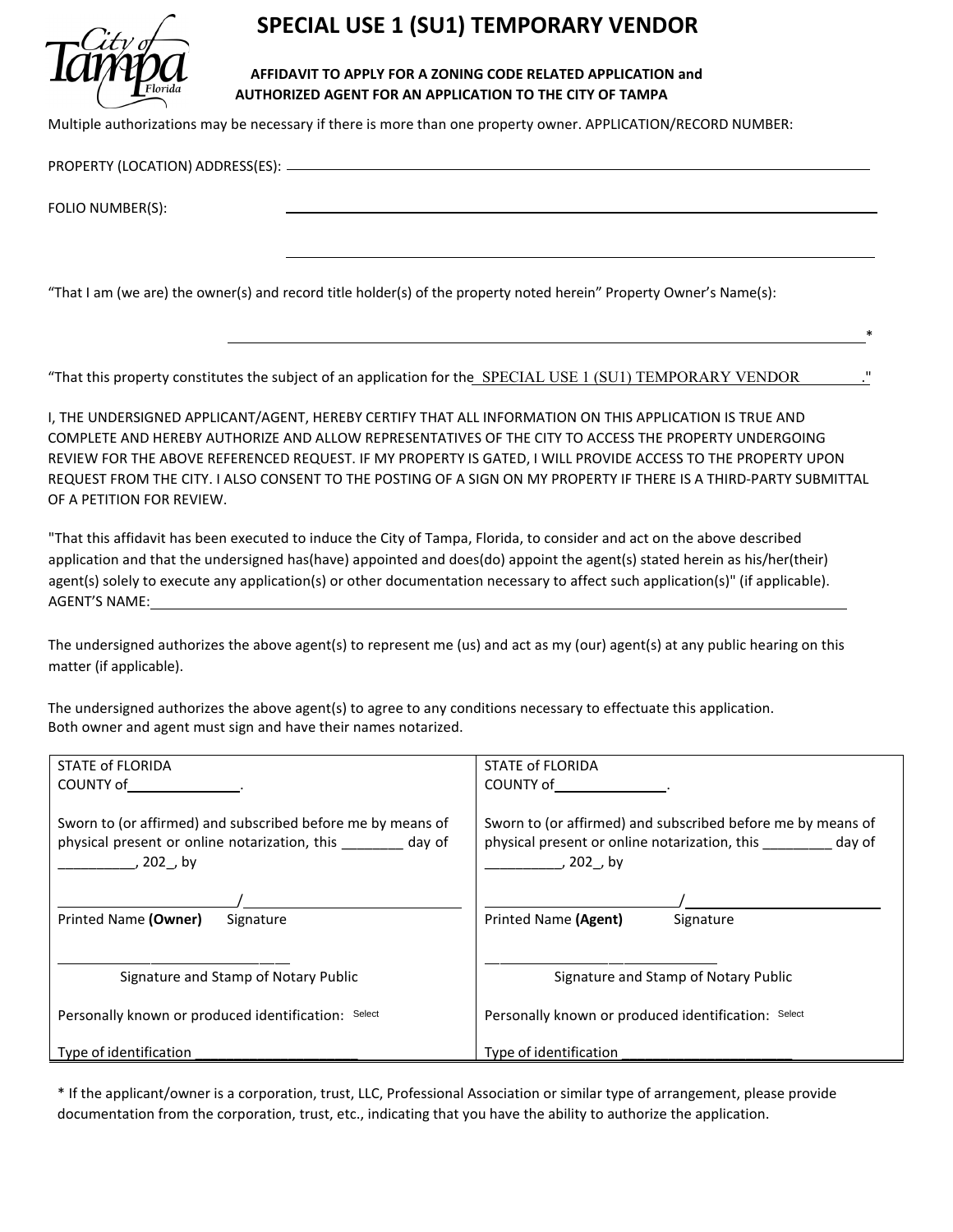# SPECIAL USE 1 (SU1) TEMPORARY VENDOR

**AFFIDAVIT TO APPLY FOR A ZONING CODE RELATED APPLICATION and AUTHORIZED AGENT FOR AN APPLICATION TO THE CITY OF TAMPA**

Multiple authorizations may be necessary if there is more than one property owner. APPLICATION/RECORD NUMBER:

PROPERTY (LOCATION) ADDRESS(ES): ______________________________________________

FOLIO NUMBER(S): ______________________________________________

______________________________________________

"That I am (we are) the owner(s) and record title holder(s) of the property noted herein" Property Owner's Name(s):

______________________________________________*

"That this property constitutes the subject of an application for the SPECIAL USE 1 (SU1) TEMPORARY VENDOR ."

I, THE UNDERSIGNED APPLICANT/AGENT, HEREBY CERTIFY THAT ALL INFORMATION ON THIS APPLICATION IS TRUE AND COMPLETE AND HEREBY AUTHORIZE AND ALLOW REPRESENTATIVES OF THE CITY TO ACCESS THE PROPERTY UNDERGOING REVIEW FOR THE ABOVE REFERENCED REQUEST. IF MY PROPERTY IS GATED, I WILL PROVIDE ACCESS TO THE PROPERTY UPON REQUEST FROM THE CITY. I ALSO CONSENT TO THE POSTING OF A SIGN ON MY PROPERTY IF THERE IS A THIRD-PARTY SUBMITTAL OF A PETITION FOR REVIEW.

"That this affidavit has been executed to induce the City of Tampa, Florida, to consider and act on the above described application and that the undersigned has(have) appointed and does(do) appoint the agent(s) stated herein as his/her(their) agent(s) solely to execute any application(s) or other documentation necessary to affect such application(s)" (if applicable).
AGENT'S NAME: ______________________________________________

The undersigned authorizes the above agent(s) to represent me (us) and act as my (our) agent(s) at any public hearing on this matter (if applicable).

The undersigned authorizes the above agent(s) to agree to any conditions necessary to effectuate this application.
Both owner and agent must sign and have their names notarized.

| | |
|---|---|
| STATE of FLORIDA<br>COUNTY of______________.<br><br>Sworn to (or affirmed) and subscribed before me by means of physical present or online notarization, this ________ day of __________, 202_, by<br><br>______________________/__________________________<br>Printed Name **(Owner)** Signature<br><br>______________________________<br>Signature and Stamp of Notary Public<br><br>Personally known or produced identification: Select<br><br>Type of identification ______________________ | STATE of FLORIDA<br>COUNTY of______________.<br><br>Sworn to (or affirmed) and subscribed before me by means of physical present or online notarization, this _________ day of __________, 202_, by<br><br>______________________/__________________________<br>Printed Name **(Agent)** Signature<br><br>______________________________<br>Signature and Stamp of Notary Public<br><br>Personally known or produced identification: Select<br><br>Type of identification ______________________ |

\* If the applicant/owner is a corporation, trust, LLC, Professional Association or similar type of arrangement, please provide documentation from the corporation, trust, etc., indicating that you have the ability to authorize the application.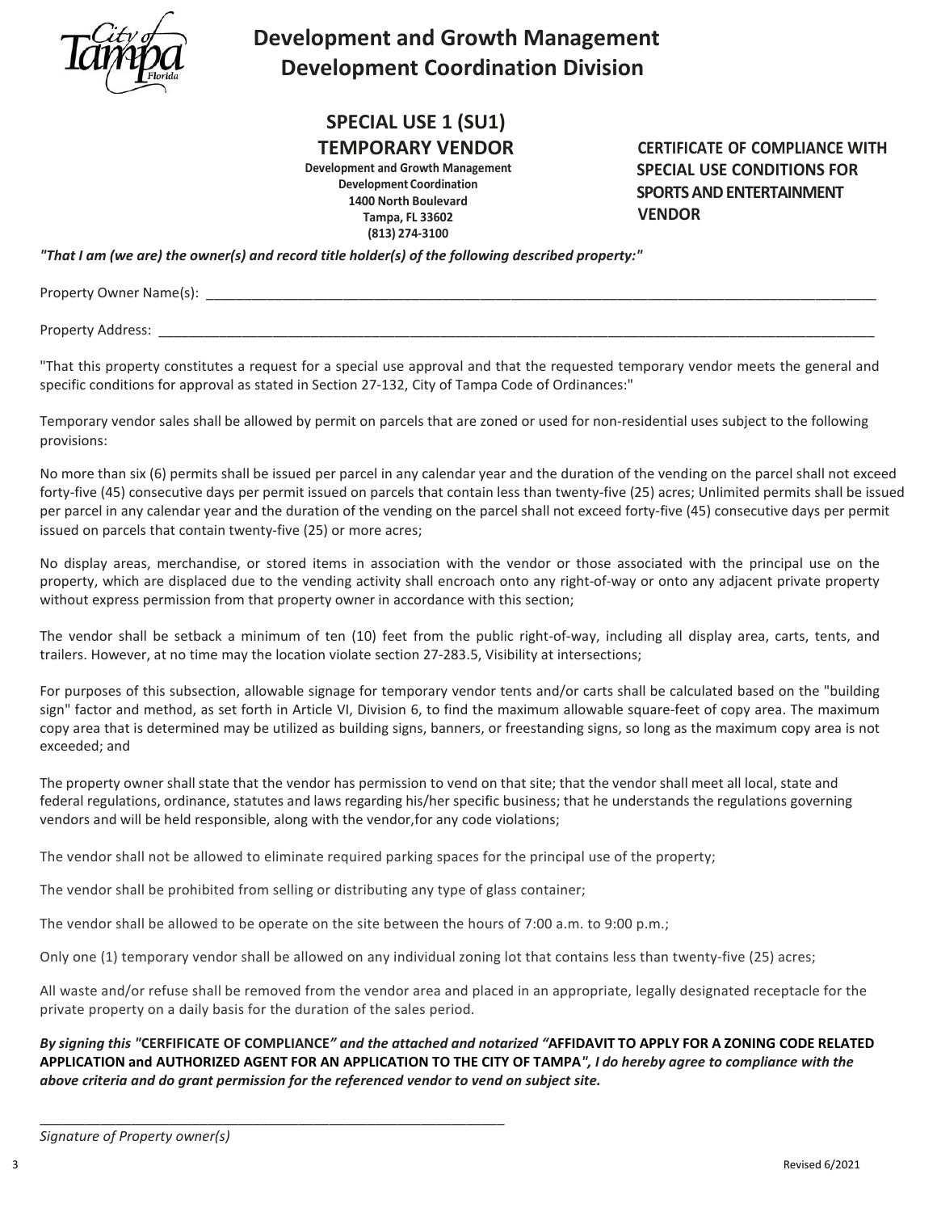# Development and Growth Management
## Development Coordination Division

## SPECIAL USE 1 (SU1)
## TEMPORARY VENDOR

**Development and Growth Management**
**Development Coordination**
**1400 North Boulevard**
**Tampa, FL 33602**
**(813) 274-3100**

**CERTIFICATE OF COMPLIANCE WITH SPECIAL USE CONDITIONS FOR SPORTS AND ENTERTAINMENT VENDOR**

***"That I am (we are) the owner(s) and record title holder(s) of the following described property:"***

Property Owner Name(s): ______________________________________________________________________________

Property Address: ______________________________________________________________________________

"That this property constitutes a request for a special use approval and that the requested temporary vendor meets the general and specific conditions for approval as stated in Section 27-132, City of Tampa Code of Ordinances:"

Temporary vendor sales shall be allowed by permit on parcels that are zoned or used for non-residential uses subject to the following provisions:

No more than six (6) permits shall be issued per parcel in any calendar year and the duration of the vending on the parcel shall not exceed forty-five (45) consecutive days per permit issued on parcels that contain less than twenty-five (25) acres; Unlimited permits shall be issued per parcel in any calendar year and the duration of the vending on the parcel shall not exceed forty-five (45) consecutive days per permit issued on parcels that contain twenty-five (25) or more acres;

No display areas, merchandise, or stored items in association with the vendor or those associated with the principal use on the property, which are displaced due to the vending activity shall encroach onto any right-of-way or onto any adjacent private property without express permission from that property owner in accordance with this section;

The vendor shall be setback a minimum of ten (10) feet from the public right-of-way, including all display area, carts, tents, and trailers. However, at no time may the location violate section 27-283.5, Visibility at intersections;

For purposes of this subsection, allowable signage for temporary vendor tents and/or carts shall be calculated based on the "building sign" factor and method, as set forth in Article VI, Division 6, to find the maximum allowable square-feet of copy area. The maximum copy area that is determined may be utilized as building signs, banners, or freestanding signs, so long as the maximum copy area is not exceeded; and

The property owner shall state that the vendor has permission to vend on that site; that the vendor shall meet all local, state and federal regulations, ordinance, statutes and laws regarding his/her specific business; that he understands the regulations governing vendors and will be held responsible, along with the vendor,for any code violations;

The vendor shall not be allowed to eliminate required parking spaces for the principal use of the property;

The vendor shall be prohibited from selling or distributing any type of glass container;

The vendor shall be allowed to be operate on the site between the hours of 7:00 a.m. to 9:00 p.m.;

Only one (1) temporary vendor shall be allowed on any individual zoning lot that contains less than twenty-five (25) acres;

All waste and/or refuse shall be removed from the vendor area and placed in an appropriate, legally designated receptacle for the private property on a daily basis for the duration of the sales period.

***By signing this "*CERFIFICATE OF COMPLIANCE*" and the attached and notarized "*AFFIDAVIT TO APPLY FOR A ZONING CODE RELATED APPLICATION and AUTHORIZED AGENT FOR AN APPLICATION TO THE CITY OF TAMPA*", I do hereby agree to compliance with the above criteria and do grant permission for the referenced vendor to vend on subject site.***

_______________________________________________________________

*Signature of Property owner(s)*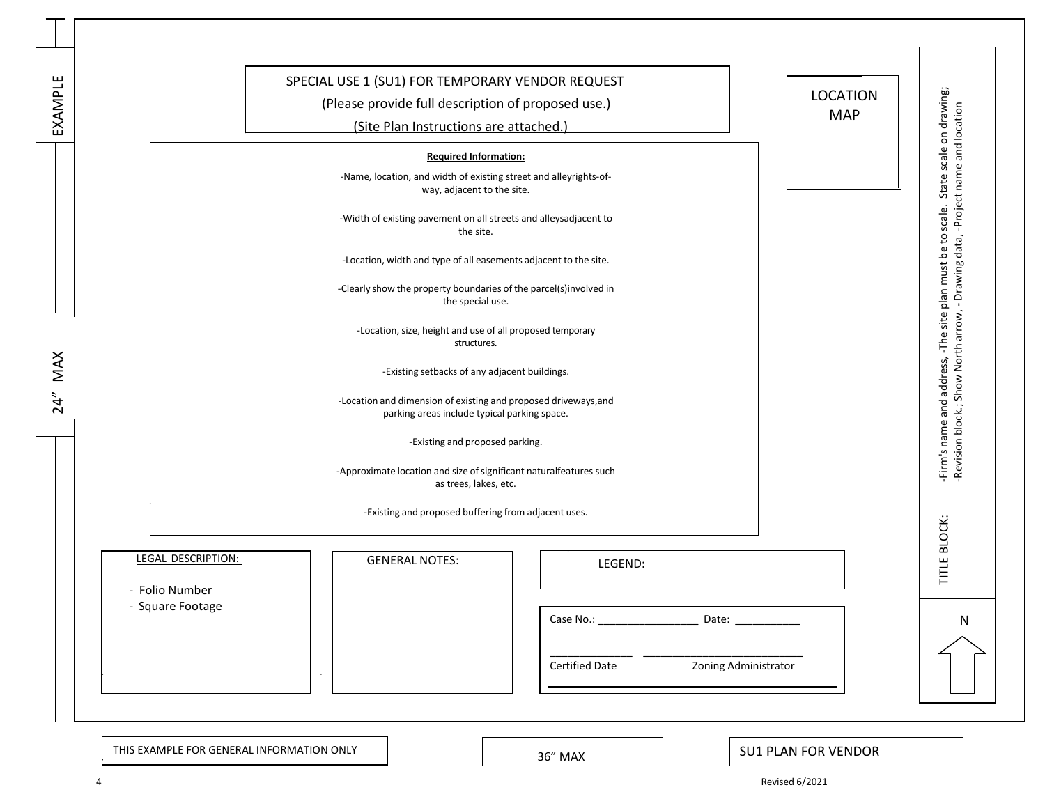EXAMPLE

24" MAX

## SPECIAL USE 1 (SU1) FOR TEMPORARY VENDOR REQUEST

(Please provide full description of proposed use.)

(Site Plan Instructions are attached.)

**Required Information:**

-Name, location, and width of existing street and alleyrights-of-way, adjacent to the site.

-Width of existing pavement on all streets and alleysadjacent to the site.

-Location, width and type of all easements adjacent to the site.

-Clearly show the property boundaries of the parcel(s)involved in the special use.

-Location, size, height and use of all proposed temporary structures.

-Existing setbacks of any adjacent buildings.

-Location and dimension of existing and proposed driveways,and parking areas include typical parking space.

-Existing and proposed parking.

-Approximate location and size of significant naturalfeatures such as trees, lakes, etc.

-Existing and proposed buffering from adjacent uses.

LOCATION MAP

TITLE BLOCK: -Firm's name and address, -The site plan must be to scale. State scale on drawing; -Revision block.; Show North arrow, - Drawing data, -Project name and location

N

LEGAL DESCRIPTION:

- Folio Number
- Square Footage

GENERAL NOTES:

LEGEND:

Case No.: ________________ Date: ___________

_____________ ___________________________

Certified Date Zoning Administrator

THIS EXAMPLE FOR GENERAL INFORMATION ONLY

36" MAX

SU1 PLAN FOR VENDOR

Revised 6/2021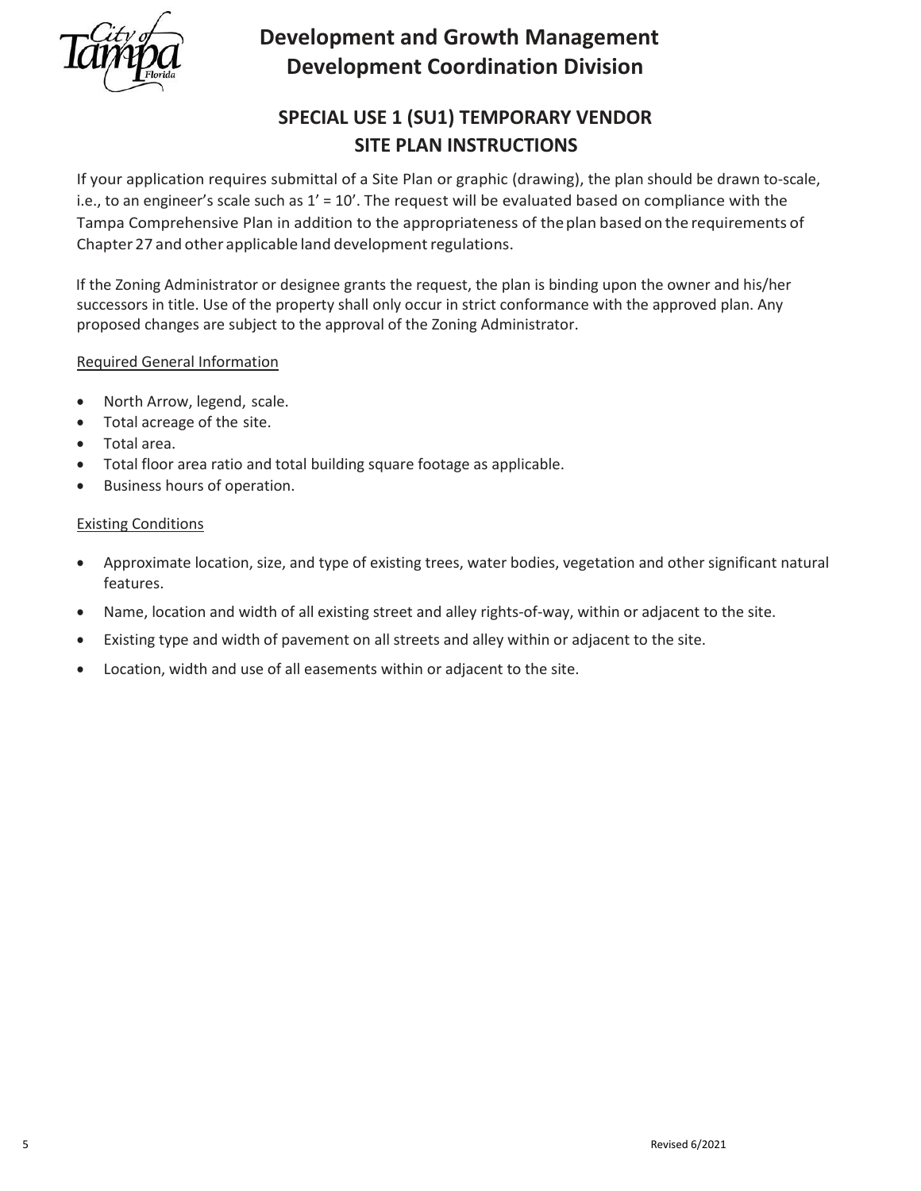# Development and Growth Management
## Development Coordination Division

## SPECIAL USE 1 (SU1) TEMPORARY VENDOR SITE PLAN INSTRUCTIONS

If your application requires submittal of a Site Plan or graphic (drawing), the plan should be drawn to-scale, i.e., to an engineer's scale such as 1' = 10'. The request will be evaluated based on compliance with the Tampa Comprehensive Plan in addition to the appropriateness of the plan based on the requirements of Chapter 27 and other applicable land development regulations.

If the Zoning Administrator or designee grants the request, the plan is binding upon the owner and his/her successors in title. Use of the property shall only occur in strict conformance with the approved plan. Any proposed changes are subject to the approval of the Zoning Administrator.

Required General Information

- North Arrow, legend, scale.
- Total acreage of the site.
- Total area.
- Total floor area ratio and total building square footage as applicable.
- Business hours of operation.

Existing Conditions

- Approximate location, size, and type of existing trees, water bodies, vegetation and other significant natural features.
- Name, location and width of all existing street and alley rights-of-way, within or adjacent to the site.
- Existing type and width of pavement on all streets and alley within or adjacent to the site.
- Location, width and use of all easements within or adjacent to the site.